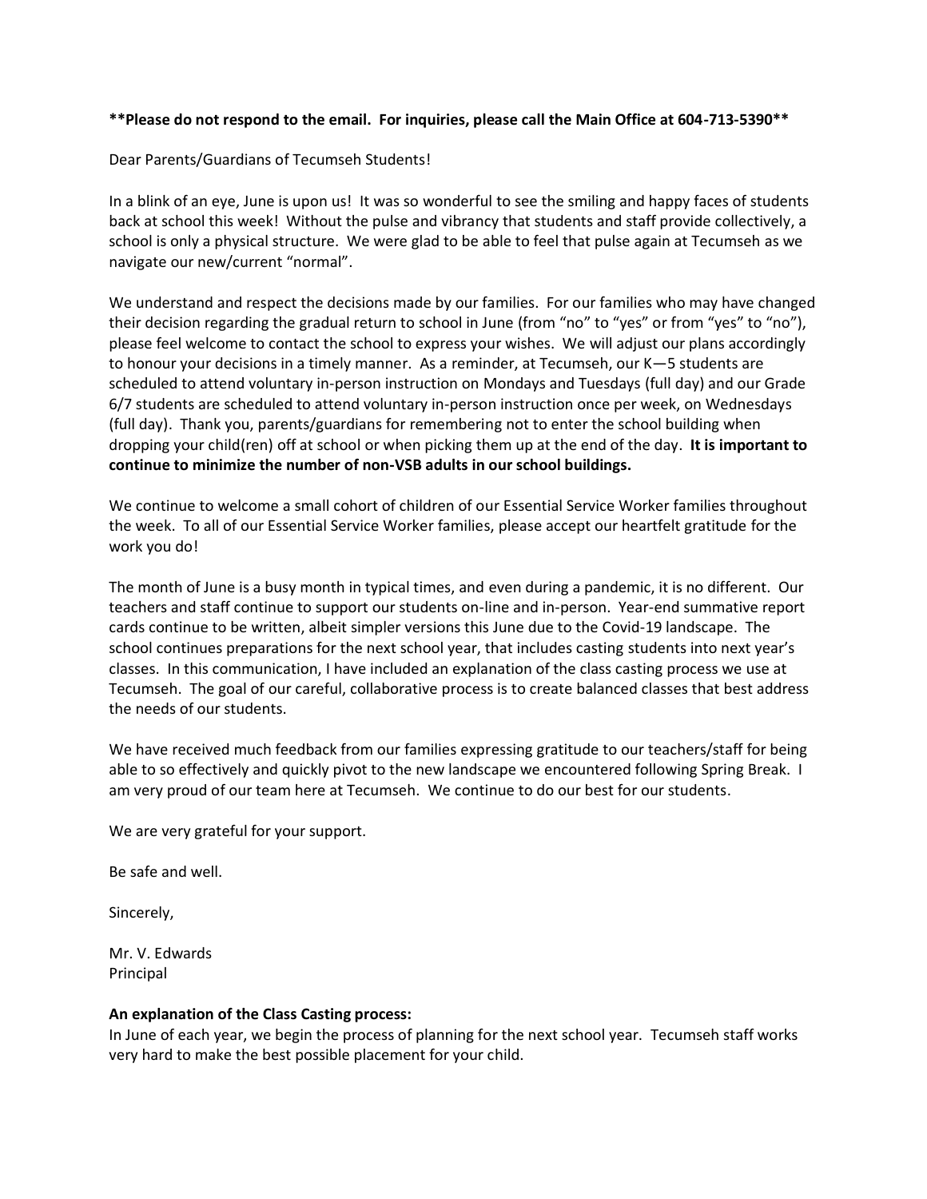**Please do not respond to the email. For inquiries, please call the Main Office at 604-713-5390**

Dear Parents/Guardians of Tecumseh Students!

In a blink of an eye, June is upon us! It was so wonderful to see the smiling and happy faces of students back at school this week! Without the pulse and vibrancy that students and staff provide collectively, a school is only a physical structure. We were glad to be able to feel that pulse again at Tecumseh as we navigate our new/current "normal".

We understand and respect the decisions made by our families. For our families who may have changed their decision regarding the gradual return to school in June (from "no" to "yes" or from "yes" to "no"), please feel welcome to contact the school to express your wishes. We will adjust our plans accordingly to honour your decisions in a timely manner. As a reminder, at Tecumseh, our K—5 students are scheduled to attend voluntary in-person instruction on Mondays and Tuesdays (full day) and our Grade 6/7 students are scheduled to attend voluntary in-person instruction once per week, on Wednesdays (full day). Thank you, parents/guardians for remembering not to enter the school building when dropping your child(ren) off at school or when picking them up at the end of the day. **It is important to continue to minimize the number of non-VSB adults in our school buildings.**

We continue to welcome a small cohort of children of our Essential Service Worker families throughout the week. To all of our Essential Service Worker families, please accept our heartfelt gratitude for the work you do!

The month of June is a busy month in typical times, and even during a pandemic, it is no different. Our teachers and staff continue to support our students on-line and in-person. Year-end summative report cards continue to be written, albeit simpler versions this June due to the Covid-19 landscape. The school continues preparations for the next school year, that includes casting students into next year's classes. In this communication, I have included an explanation of the class casting process we use at Tecumseh. The goal of our careful, collaborative process is to create balanced classes that best address the needs of our students.

We have received much feedback from our families expressing gratitude to our teachers/staff for being able to so effectively and quickly pivot to the new landscape we encountered following Spring Break. I am very proud of our team here at Tecumseh. We continue to do our best for our students.

We are very grateful for your support.

Be safe and well.

Sincerely,

Mr. V. Edwards
Principal

**An explanation of the Class Casting process:**
In June of each year, we begin the process of planning for the next school year. Tecumseh staff works very hard to make the best possible placement for your child.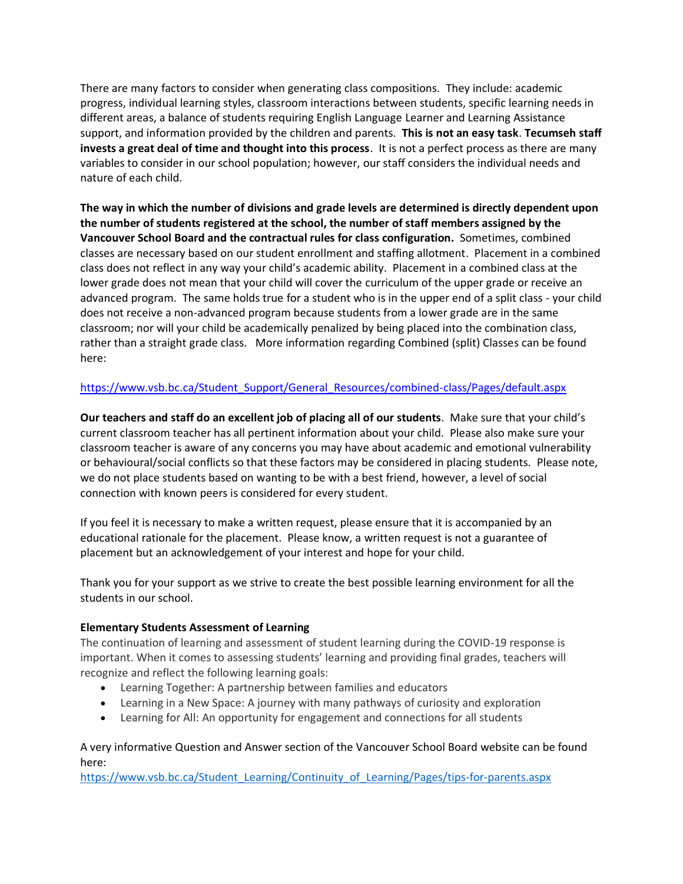There are many factors to consider when generating class compositions. They include: academic progress, individual learning styles, classroom interactions between students, specific learning needs in different areas, a balance of students requiring English Language Learner and Learning Assistance support, and information provided by the children and parents. **This is not an easy task**. **Tecumseh staff invests a great deal of time and thought into this process**. It is not a perfect process as there are many variables to consider in our school population; however, our staff considers the individual needs and nature of each child.

**The way in which the number of divisions and grade levels are determined is directly dependent upon the number of students registered at the school, the number of staff members assigned by the Vancouver School Board and the contractual rules for class configuration.** Sometimes, combined classes are necessary based on our student enrollment and staffing allotment. Placement in a combined class does not reflect in any way your child's academic ability. Placement in a combined class at the lower grade does not mean that your child will cover the curriculum of the upper grade or receive an advanced program. The same holds true for a student who is in the upper end of a split class - your child does not receive a non-advanced program because students from a lower grade are in the same classroom; nor will your child be academically penalized by being placed into the combination class, rather than a straight grade class. More information regarding Combined (split) Classes can be found here:

[https://www.vsb.bc.ca/Student_Support/General_Resources/combined-class/Pages/default.aspx](https://www.vsb.bc.ca/Student_Support/General_Resources/combined-class/Pages/default.aspx)

**Our teachers and staff do an excellent job of placing all of our students**. Make sure that your child's current classroom teacher has all pertinent information about your child. Please also make sure your classroom teacher is aware of any concerns you may have about academic and emotional vulnerability or behavioural/social conflicts so that these factors may be considered in placing students. Please note, we do not place students based on wanting to be with a best friend, however, a level of social connection with known peers is considered for every student.

If you feel it is necessary to make a written request, please ensure that it is accompanied by an educational rationale for the placement. Please know, a written request is not a guarantee of placement but an acknowledgement of your interest and hope for your child.

Thank you for your support as we strive to create the best possible learning environment for all the students in our school.

**Elementary Students Assessment of Learning**

The continuation of learning and assessment of student learning during the COVID-19 response is important. When it comes to assessing students' learning and providing final grades, teachers will recognize and reflect the following learning goals:

- Learning Together: A partnership between families and educators
- Learning in a New Space: A journey with many pathways of curiosity and exploration
- Learning for All: An opportunity for engagement and connections for all students

A very informative Question and Answer section of the Vancouver School Board website can be found here:

[https://www.vsb.bc.ca/Student_Learning/Continuity_of_Learning/Pages/tips-for-parents.aspx](https://www.vsb.bc.ca/Student_Learning/Continuity_of_Learning/Pages/tips-for-parents.aspx)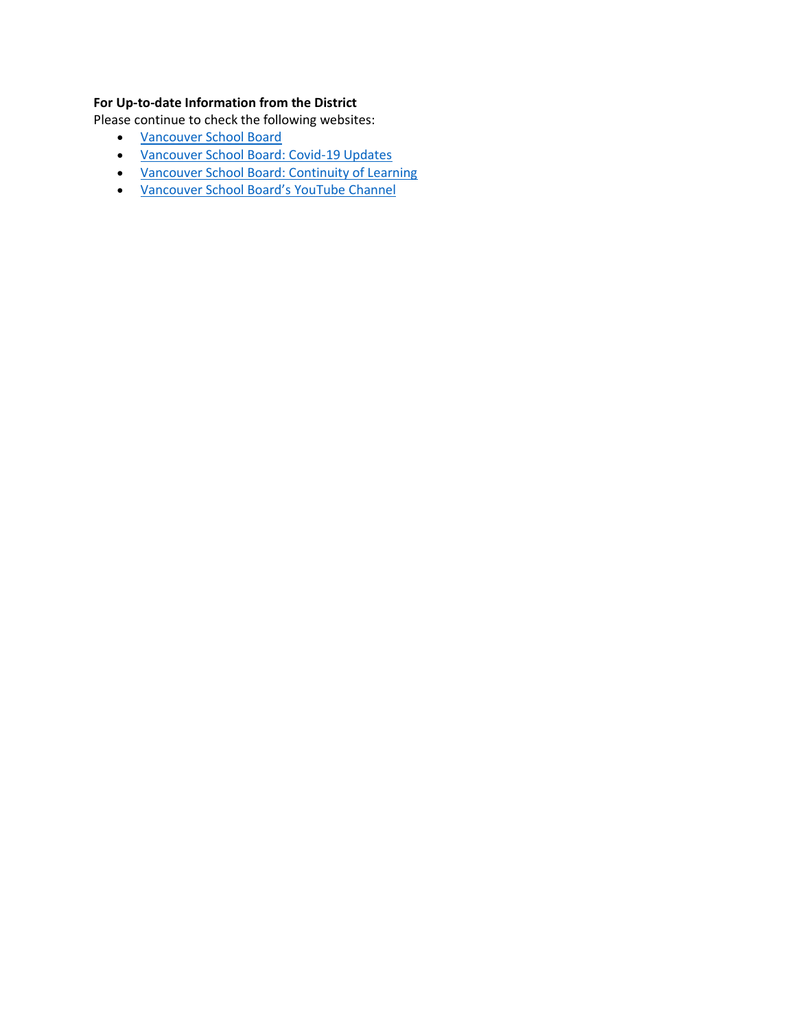**For Up-to-date Information from the District**

Please continue to check the following websites:

- Vancouver School Board
- Vancouver School Board: Covid-19 Updates
- Vancouver School Board: Continuity of Learning
- Vancouver School Board's YouTube Channel